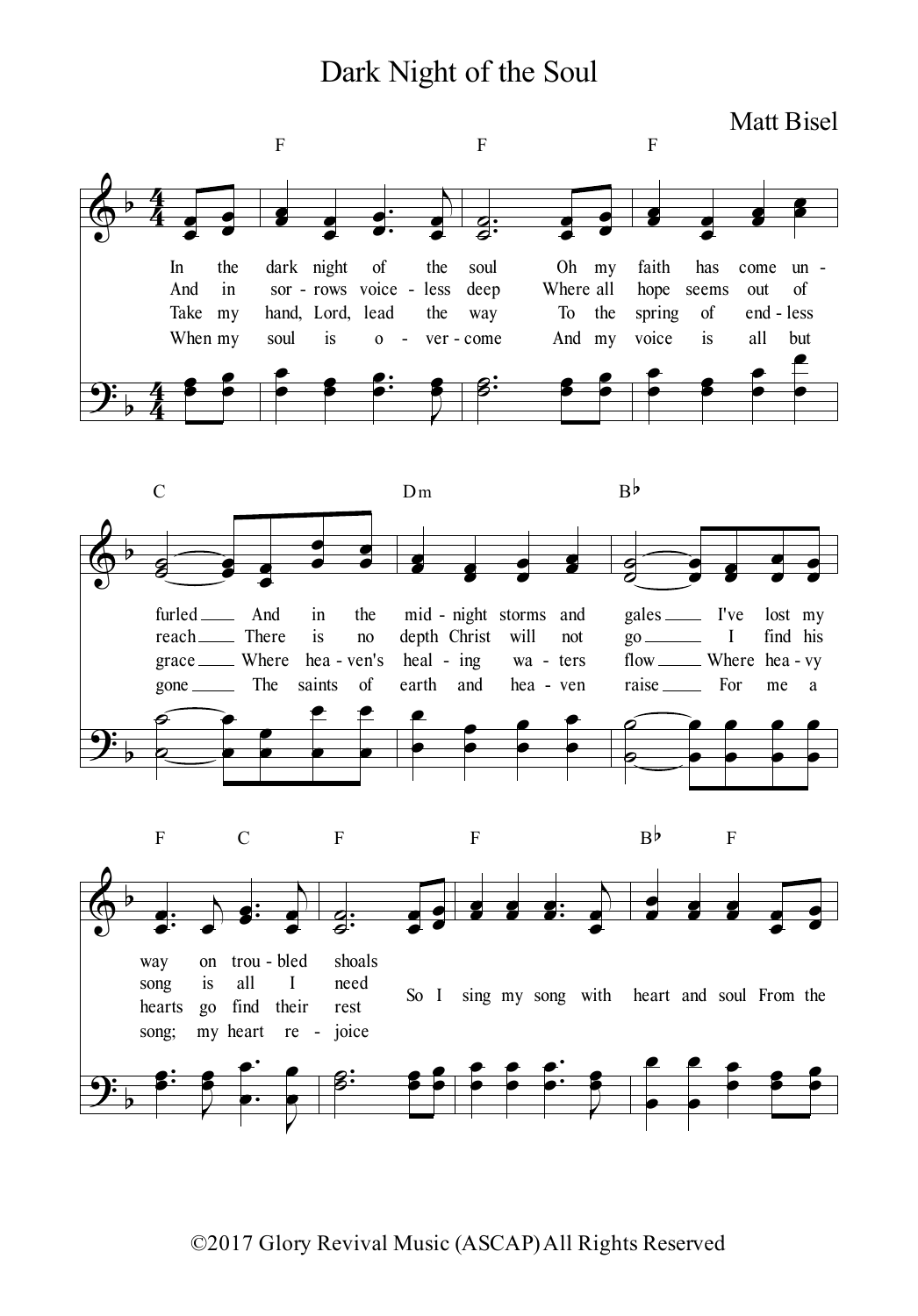# Dark Night of the Soul

Matt Bisel

F | F | F | C | Dm | B♭ | F C | F | F | B♭ F

In the dark night of the soul Oh my faith has come un - furled And in the mid - night storms and gales I've lost my way on trou - bled shoals

And in sor - rows voice - less deep Where all hope seems out of reach There is no depth Christ will not go I find his song is all I need

Take my hand, Lord, lead the way To the spring of end - less grace Where hea - ven's heal - ing wa - ters flow Where hea - vy hearts go find their rest

When my soul is o - ver - come And my voice is all but gone The saints of earth and hea - ven raise For me a song; my heart re - joice

So I sing my song with heart and soul From the

©2017 Glory Revival Music (ASCAP) All Rights Reserved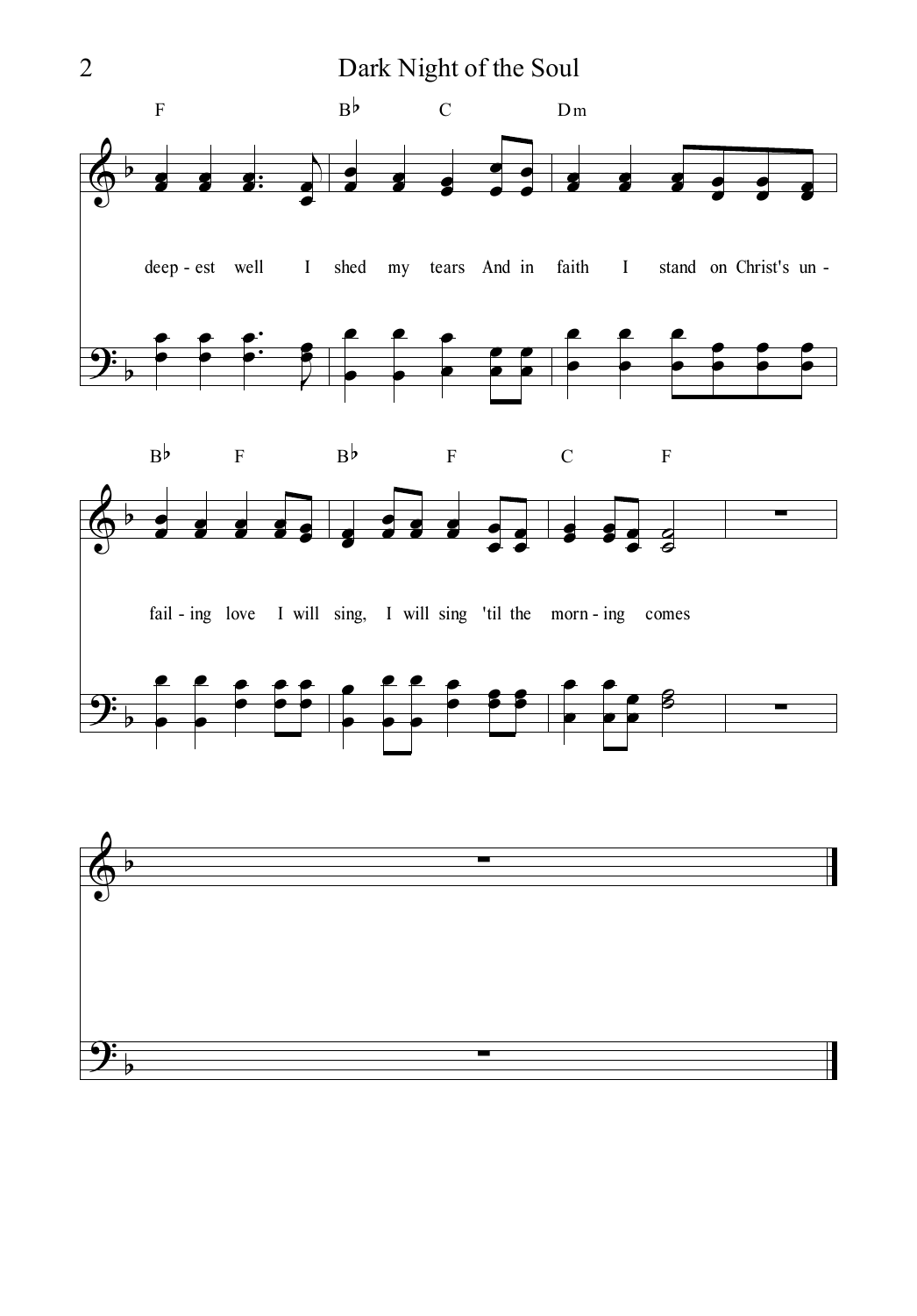F B♭ C Dm

deep - est well I shed my tears And in faith I stand on Christ's un -

B♭ F B♭ F C F

fail - ing love I will sing, I will sing 'til the morn - ing comes